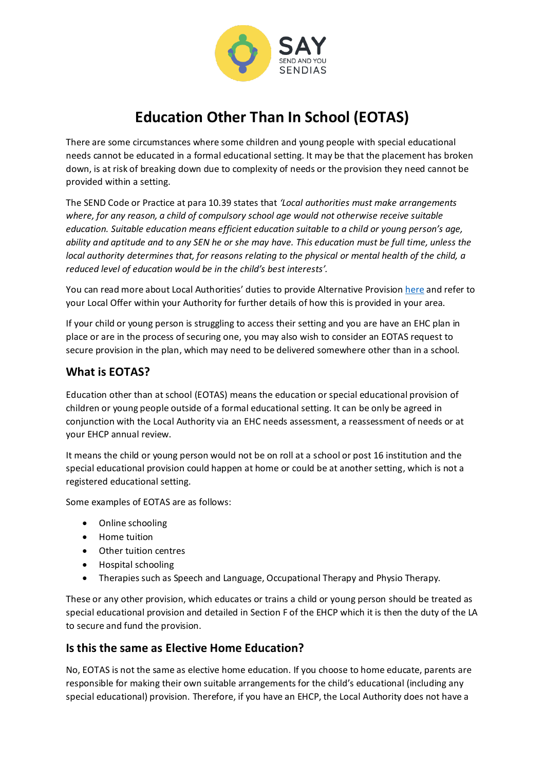# Education Other Than In School (EOTAS)

There are some circumstances where some children and young people with special educational needs cannot be educated in a formal educational setting. It may be that the placement has broken down, is at risk of breaking down due to complexity of needs or the provision they need cannot be provided within a setting.

The SEND Code or Practice at para 10.39 states that *'Local authorities must make arrangements where, for any reason, a child of compulsory school age would not otherwise receive suitable education. Suitable education means efficient education suitable to a child or young person's age, ability and aptitude and to any SEN he or she may have. This education must be full time, unless the local authority determines that, for reasons relating to the physical or mental health of the child, a reduced level of education would be in the child's best interests'.*

You can read more about Local Authorities' duties to provide Alternative Provision here and refer to your Local Offer within your Authority for further details of how this is provided in your area.

If your child or young person is struggling to access their setting and you are have an EHC plan in place or are in the process of securing one, you may also wish to consider an EOTAS request to secure provision in the plan, which may need to be delivered somewhere other than in a school.

## What is EOTAS?

Education other than at school (EOTAS) means the education or special educational provision of children or young people outside of a formal educational setting. It can be only be agreed in conjunction with the Local Authority via an EHC needs assessment, a reassessment of needs or at your EHCP annual review.

It means the child or young person would not be on roll at a school or post 16 institution and the special educational provision could happen at home or could be at another setting, which is not a registered educational setting.

Some examples of EOTAS are as follows:

- Online schooling
- Home tuition
- Other tuition centres
- Hospital schooling
- Therapies such as Speech and Language, Occupational Therapy and Physio Therapy.

These or any other provision, which educates or trains a child or young person should be treated as special educational provision and detailed in Section F of the EHCP which it is then the duty of the LA to secure and fund the provision.

## Is this the same as Elective Home Education?

No, EOTAS is not the same as elective home education. If you choose to home educate, parents are responsible for making their own suitable arrangements for the child's educational (including any special educational) provision. Therefore, if you have an EHCP, the Local Authority does not have a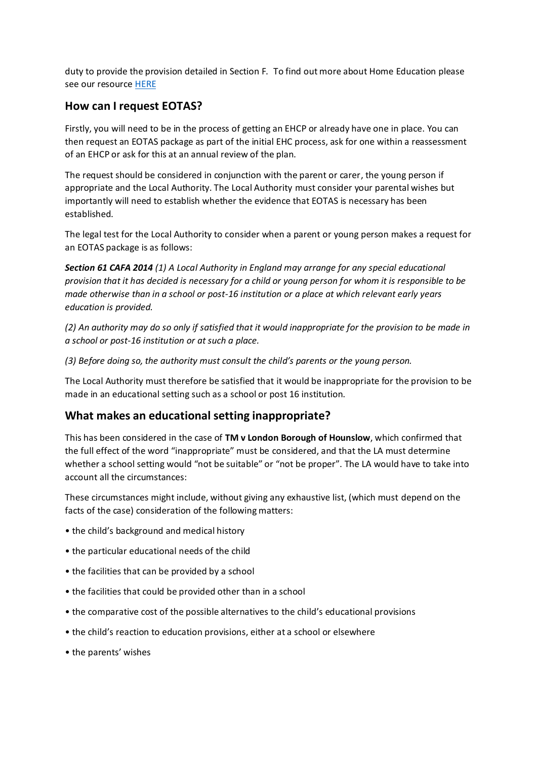duty to provide the provision detailed in Section F. To find out more about Home Education please see our resource [HERE]

## How can I request EOTAS?

Firstly, you will need to be in the process of getting an EHCP or already have one in place. You can then request an EOTAS package as part of the initial EHC process, ask for one within a reassessment of an EHCP or ask for this at an annual review of the plan.

The request should be considered in conjunction with the parent or carer, the young person if appropriate and the Local Authority. The Local Authority must consider your parental wishes but importantly will need to establish whether the evidence that EOTAS is necessary has been established.

The legal test for the Local Authority to consider when a parent or young person makes a request for an EOTAS package is as follows:

***Section 61 CAFA 2014*** *(1) A Local Authority in England may arrange for any special educational provision that it has decided is necessary for a child or young person for whom it is responsible to be made otherwise than in a school or post-16 institution or a place at which relevant early years education is provided.*

*(2) An authority may do so only if satisfied that it would inappropriate for the provision to be made in a school or post-16 institution or at such a place.*

*(3) Before doing so, the authority must consult the child's parents or the young person.*

The Local Authority must therefore be satisfied that it would be inappropriate for the provision to be made in an educational setting such as a school or post 16 institution.

## What makes an educational setting inappropriate?

This has been considered in the case of **TM v London Borough of Hounslow**, which confirmed that the full effect of the word "inappropriate" must be considered, and that the LA must determine whether a school setting would "not be suitable" or "not be proper". The LA would have to take into account all the circumstances:

These circumstances might include, without giving any exhaustive list, (which must depend on the facts of the case) consideration of the following matters:

- the child's background and medical history
- the particular educational needs of the child
- the facilities that can be provided by a school
- the facilities that could be provided other than in a school
- the comparative cost of the possible alternatives to the child's educational provisions
- the child's reaction to education provisions, either at a school or elsewhere
- the parents' wishes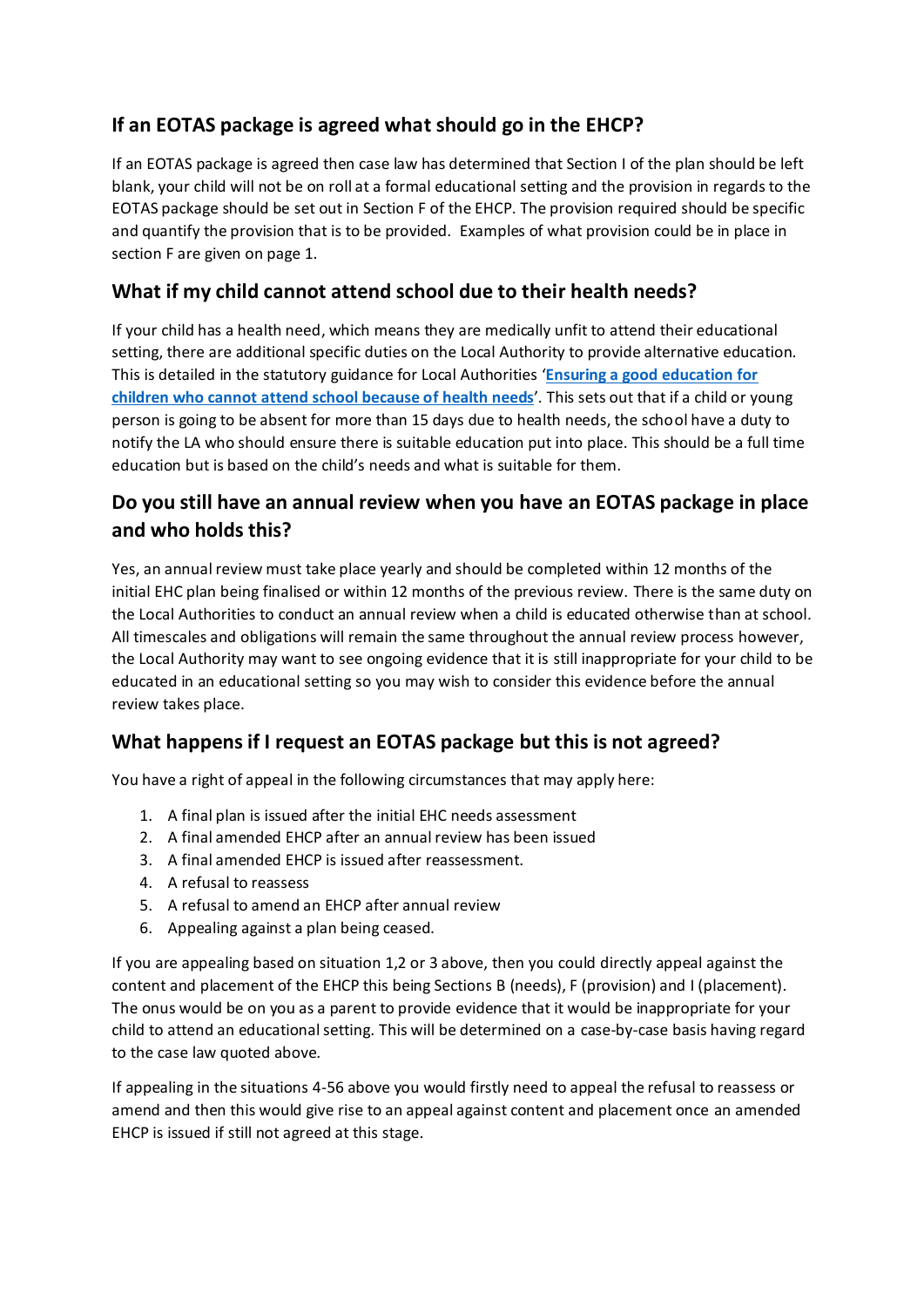## If an EOTAS package is agreed what should go in the EHCP?

If an EOTAS package is agreed then case law has determined that Section I of the plan should be left blank, your child will not be on roll at a formal educational setting and the provision in regards to the EOTAS package should be set out in Section F of the EHCP. The provision required should be specific and quantify the provision that is to be provided. Examples of what provision could be in place in section F are given on page 1.

## What if my child cannot attend school due to their health needs?

If your child has a health need, which means they are medically unfit to attend their educational setting, there are additional specific duties on the Local Authority to provide alternative education. This is detailed in the statutory guidance for Local Authorities '**Ensuring a good education for children who cannot attend school because of health needs**'. This sets out that if a child or young person is going to be absent for more than 15 days due to health needs, the school have a duty to notify the LA who should ensure there is suitable education put into place. This should be a full time education but is based on the child's needs and what is suitable for them.

## Do you still have an annual review when you have an EOTAS package in place and who holds this?

Yes, an annual review must take place yearly and should be completed within 12 months of the initial EHC plan being finalised or within 12 months of the previous review. There is the same duty on the Local Authorities to conduct an annual review when a child is educated otherwise than at school. All timescales and obligations will remain the same throughout the annual review process however, the Local Authority may want to see ongoing evidence that it is still inappropriate for your child to be educated in an educational setting so you may wish to consider this evidence before the annual review takes place.

## What happens if I request an EOTAS package but this is not agreed?

You have a right of appeal in the following circumstances that may apply here:

1. A final plan is issued after the initial EHC needs assessment
2. A final amended EHCP after an annual review has been issued
3. A final amended EHCP is issued after reassessment.
4. A refusal to reassess
5. A refusal to amend an EHCP after annual review
6. Appealing against a plan being ceased.

If you are appealing based on situation 1,2 or 3 above, then you could directly appeal against the content and placement of the EHCP this being Sections B (needs), F (provision) and I (placement). The onus would be on you as a parent to provide evidence that it would be inappropriate for your child to attend an educational setting. This will be determined on a case-by-case basis having regard to the case law quoted above.

If appealing in the situations 4-56 above you would firstly need to appeal the refusal to reassess or amend and then this would give rise to an appeal against content and placement once an amended EHCP is issued if still not agreed at this stage.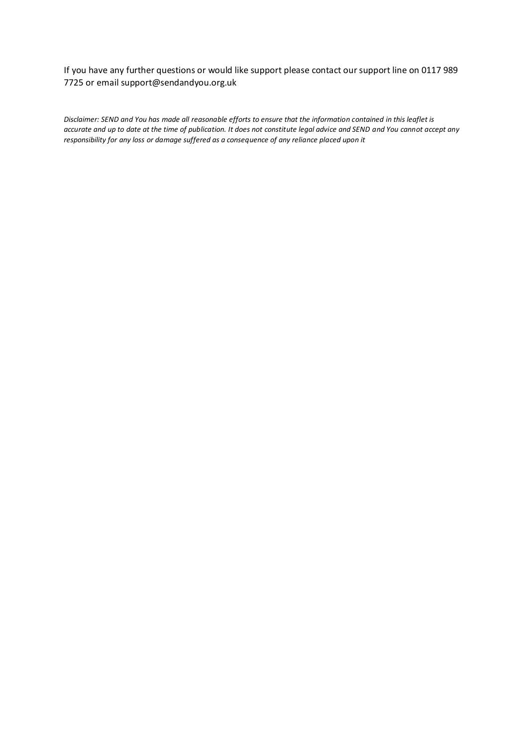If you have any further questions or would like support please contact our support line on 0117 989 7725 or email support@sendandyou.org.uk

*Disclaimer: SEND and You has made all reasonable efforts to ensure that the information contained in this leaflet is accurate and up to date at the time of publication. It does not constitute legal advice and SEND and You cannot accept any responsibility for any loss or damage suffered as a consequence of any reliance placed upon it*